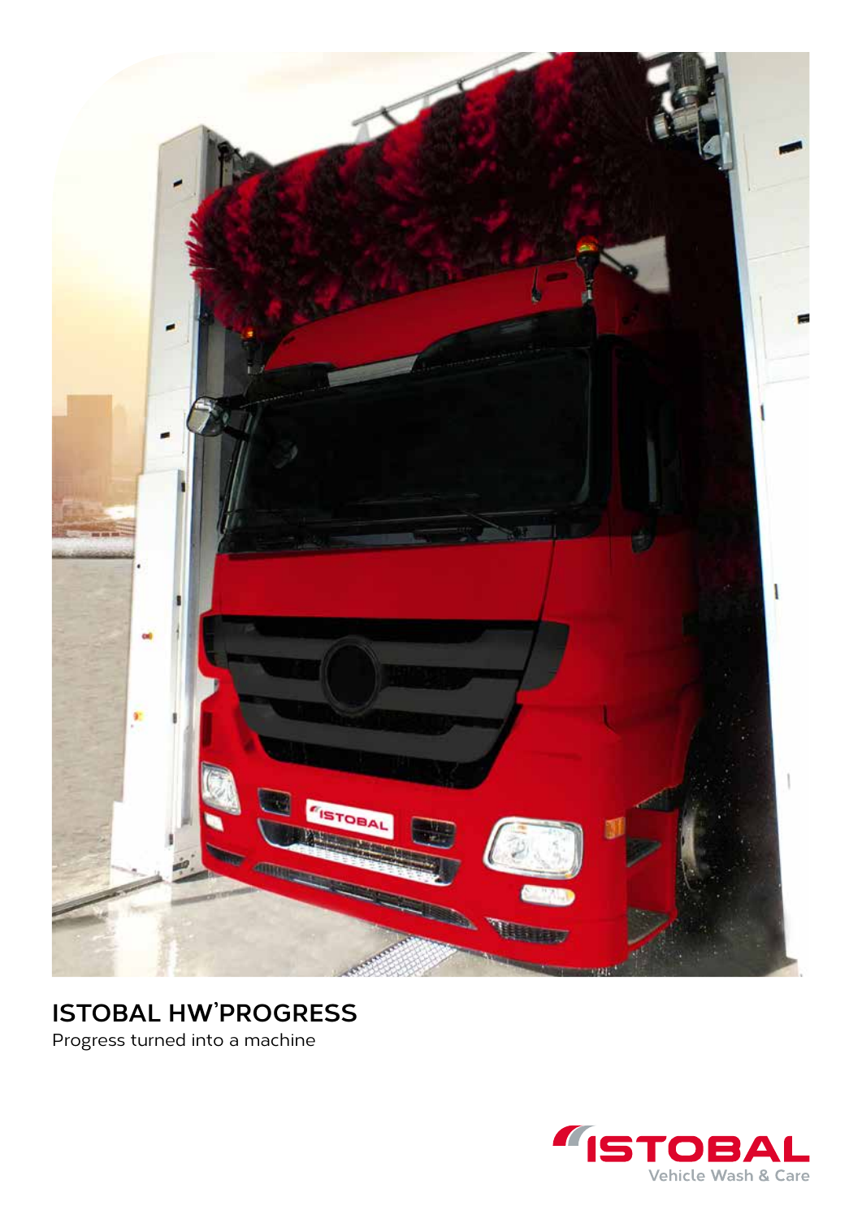# ISTOBAL HW'PROGRESS

Progress turned into a machine

ISTOBAL
Vehicle Wash & Care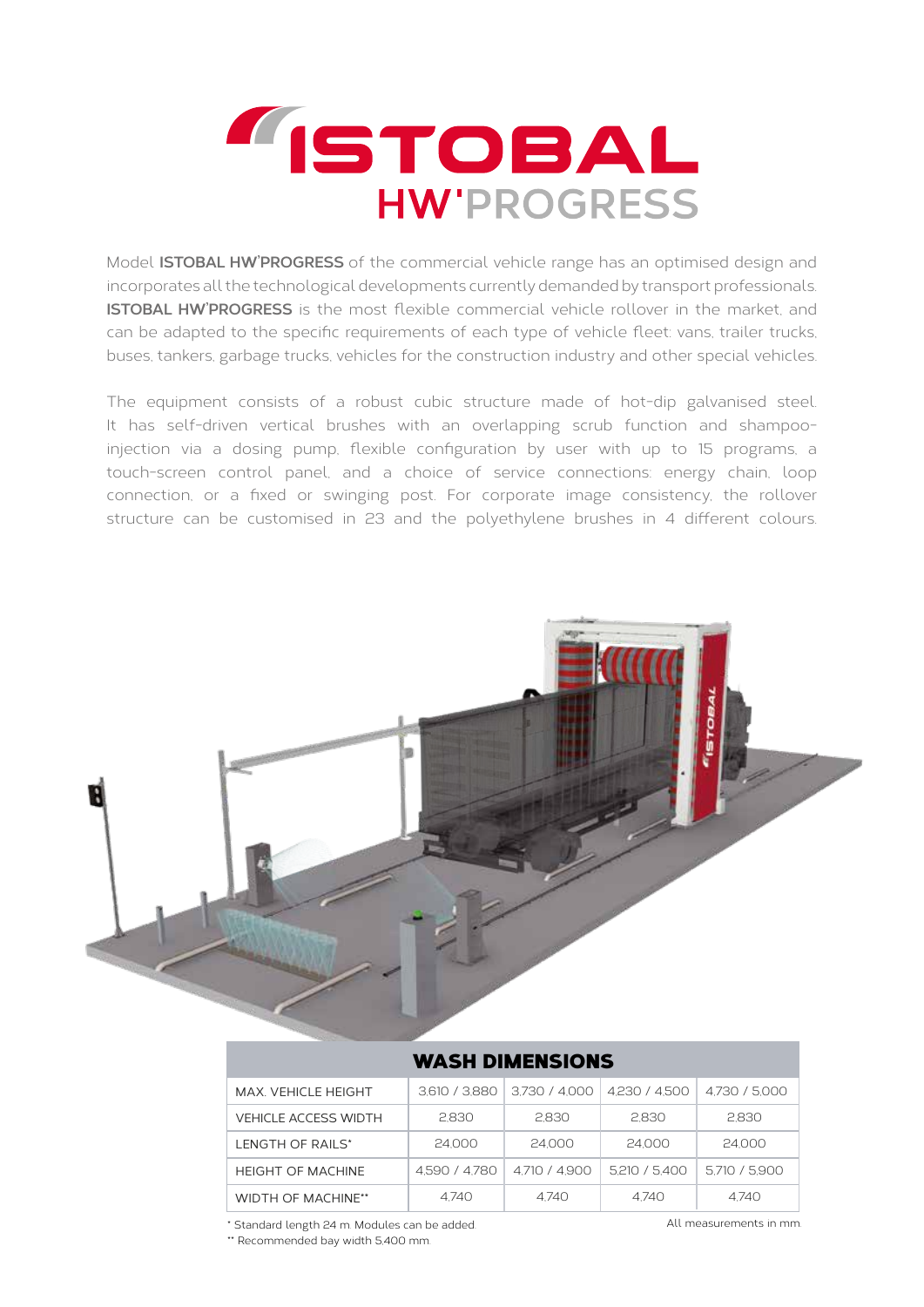# ISTOBAL
## HW'PROGRESS

Model **ISTOBAL HW'PROGRESS** of the commercial vehicle range has an optimised design and incorporates all the technological developments currently demanded by transport professionals. **ISTOBAL HW'PROGRESS** is the most flexible commercial vehicle rollover in the market, and can be adapted to the specific requirements of each type of vehicle fleet: vans, trailer trucks, buses, tankers, garbage trucks, vehicles for the construction industry and other special vehicles.

The equipment consists of a robust cubic structure made of hot-dip galvanised steel. It has self-driven vertical brushes with an overlapping scrub function and shampoo-injection via a dosing pump, flexible configuration by user with up to 15 programs, a touch-screen control panel, and a choice of service connections: energy chain, loop connection, or a fixed or swinging post. For corporate image consistency, the rollover structure can be customised in 23 and the polyethylene brushes in 4 different colours.

| WASH DIMENSIONS | | | | |
|---|---|---|---|---|
| MAX. VEHICLE HEIGHT | 3.610 / 3.880 | 3.730 / 4.000 | 4.230 / 4.500 | 4.730 / 5.000 |
| VEHICLE ACCESS WIDTH | 2.830 | 2.830 | 2.830 | 2.830 |
| LENGTH OF RAILS* | 24.000 | 24.000 | 24.000 | 24.000 |
| HEIGHT OF MACHINE | 4.590 / 4.780 | 4.710 / 4.900 | 5.210 / 5.400 | 5.710 / 5.900 |
| WIDTH OF MACHINE** | 4.740 | 4.740 | 4.740 | 4.740 |

* Standard length 24 m. Modules can be added.
** Recommended bay width 5.400 mm.

All measurements in mm.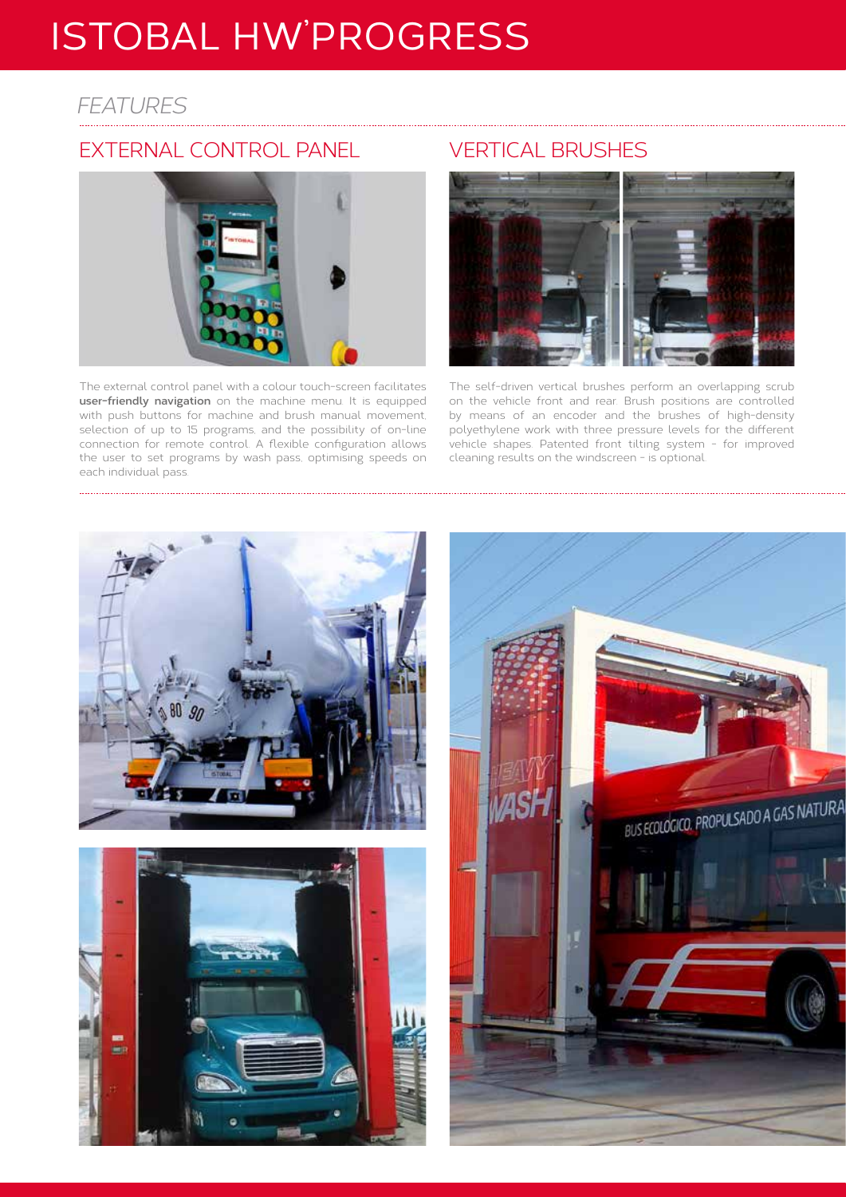# ISTOBAL HW'PROGRESS

## *FEATURES*

### EXTERNAL CONTROL PANEL

The external control panel with a colour touch-screen facilitates **user-friendly navigation** on the machine menu. It is equipped with push buttons for machine and brush manual movement, selection of up to 15 programs, and the possibility of on-line connection for remote control. A flexible configuration allows the user to set programs by wash pass, optimising speeds on each individual pass.

### VERTICAL BRUSHES

The self-driven vertical brushes perform an overlapping scrub on the vehicle front and rear. Brush positions are controlled by means of an encoder and the brushes of high-density polyethylene work with three pressure levels for the different vehicle shapes. Patented front tilting system - for improved cleaning results on the windscreen - is optional.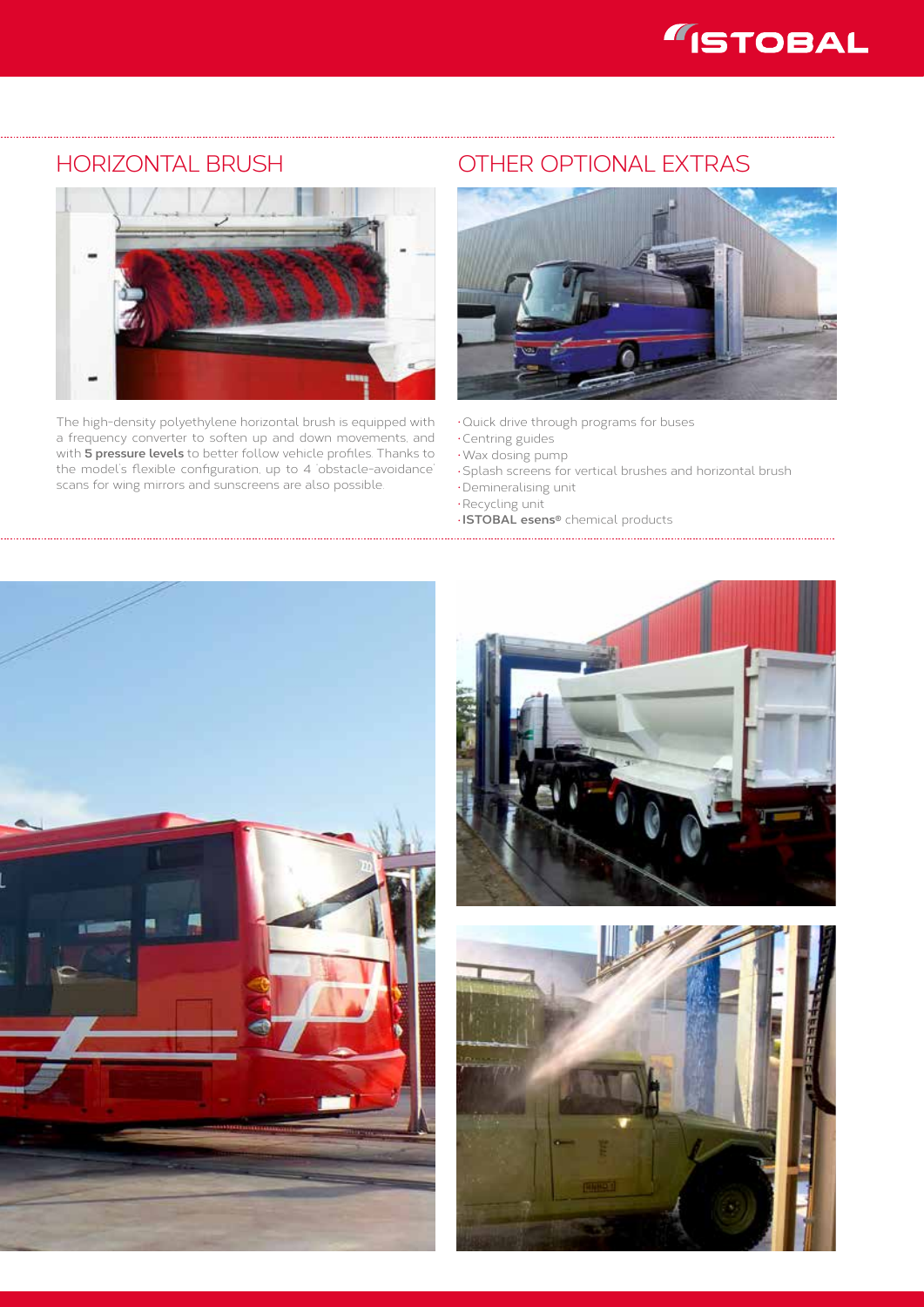## HORIZONTAL BRUSH

The high-density polyethylene horizontal brush is equipped with a frequency converter to soften up and down movements, and with **5 pressure levels** to better follow vehicle profiles. Thanks to the model's flexible configuration, up to 4 'obstacle-avoidance' scans for wing mirrors and sunscreens are also possible.

## OTHER OPTIONAL EXTRAS

- Quick drive through programs for buses
- Centring guides
- Wax dosing pump
- Splash screens for vertical brushes and horizontal brush
- Demineralising unit
- Recycling unit
- **ISTOBAL esens®** chemical products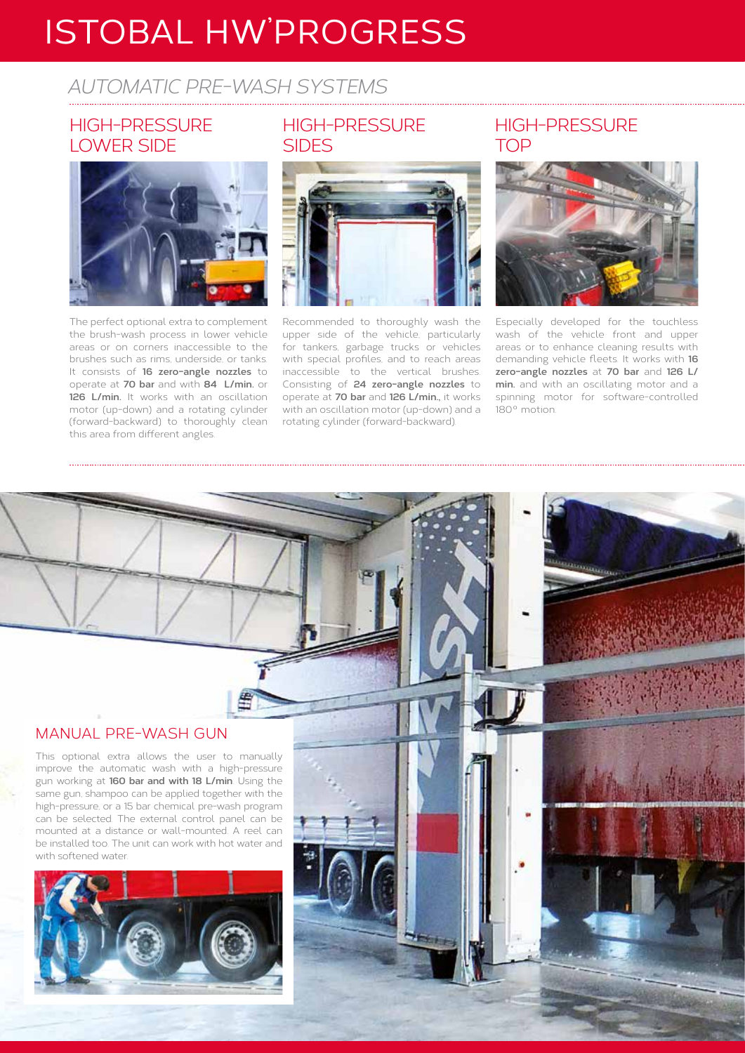# ISTOBAL HW'PROGRESS

## AUTOMATIC PRE-WASH SYSTEMS

### HIGH-PRESSURE LOWER SIDE

The perfect optional extra to complement the brush-wash process in lower vehicle areas or on corners inaccessible to the brushes such as rims, underside, or tanks. It consists of **16 zero-angle nozzles** to operate at **70 bar** and with **84 L/min.** or **126 L/min.** It works with an oscillation motor (up-down) and a rotating cylinder (forward-backward) to thoroughly clean this area from different angles.

### HIGH-PRESSURE SIDES

Recommended to thoroughly wash the upper side of the vehicle, particularly for tankers, garbage trucks or vehicles with special profiles, and to reach areas inaccessible to the vertical brushes. Consisting of **24 zero-angle nozzles** to operate at **70 bar** and **126 L/min.**, it works with an oscillation motor (up-down) and a rotating cylinder (forward-backward).

### HIGH-PRESSURE TOP

Especially developed for the touchless wash of the vehicle front and upper areas or to enhance cleaning results with demanding vehicle fleets. It works with **16 zero-angle nozzles** at **70 bar** and **126 L/min.** and with an oscillating motor and a spinning motor for software-controlled 180° motion.

### MANUAL PRE-WASH GUN

This optional extra allows the user to manually improve the automatic wash with a high-pressure gun working at **160 bar and with 18 L/min**. Using the same gun, shampoo can be applied together with the high-pressure, or a 15 bar chemical pre-wash program can be selected. The external control panel can be mounted at a distance or wall-mounted. A reel can be installed too. The unit can work with hot water and with softened water.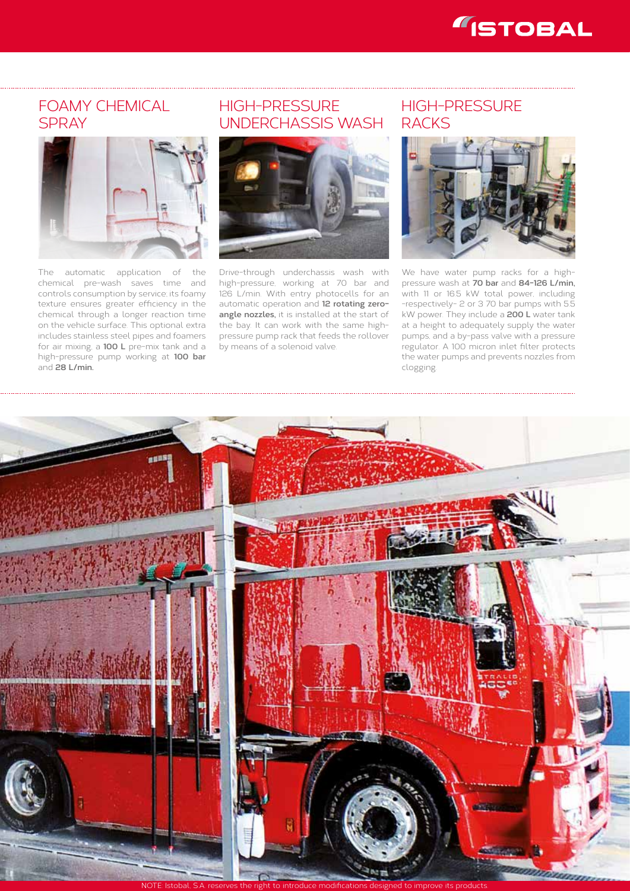## FOAMY CHEMICAL SPRAY

The automatic application of the chemical pre-wash saves time and controls consumption by service; its foamy texture ensures greater efficiency in the chemical through a longer reaction time on the vehicle surface. This optional extra includes stainless steel pipes and foamers for air mixing, a **100 L** pre-mix tank and a high-pressure pump working at **100 bar** and **28 L/min.**

## HIGH-PRESSURE UNDERCHASSIS WASH

Drive-through underchassis wash with high-pressure, working at 70 bar and 126 L/min. With entry photocells for an automatic operation and **12 rotating zero-angle nozzles,** it is installed at the start of the bay. It can work with the same high-pressure pump rack that feeds the rollover by means of a solenoid valve.

## HIGH-PRESSURE RACKS

We have water pump racks for a high-pressure wash at **70 bar** and **84-126 L/min,** with 11 or 16.5 kW total power, including -respectively- 2 or 3 70 bar pumps with 5.5 kW power. They include a **200 L** water tank at a height to adequately supply the water pumps, and a by-pass valve with a pressure regulator. A 100 micron inlet filter protects the water pumps and prevents nozzles from clogging.

NOTE: Istobal, S.A. reserves the right to introduce modifications designed to improve its products.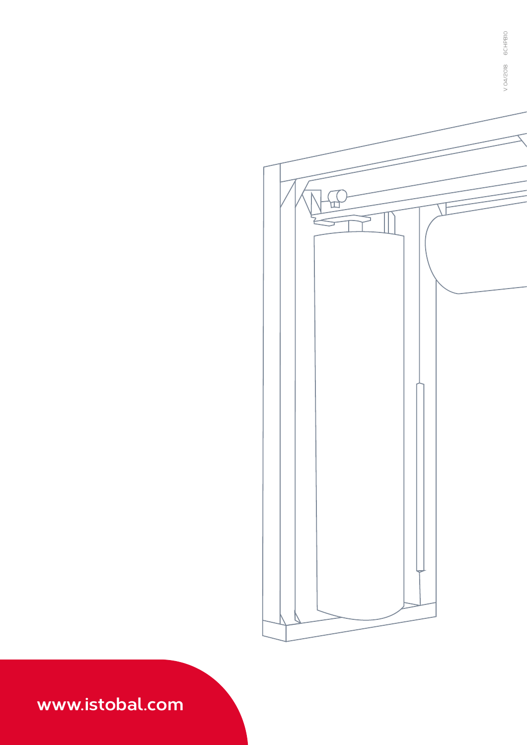V 04/2018 6CHPB10

www.istobal.com